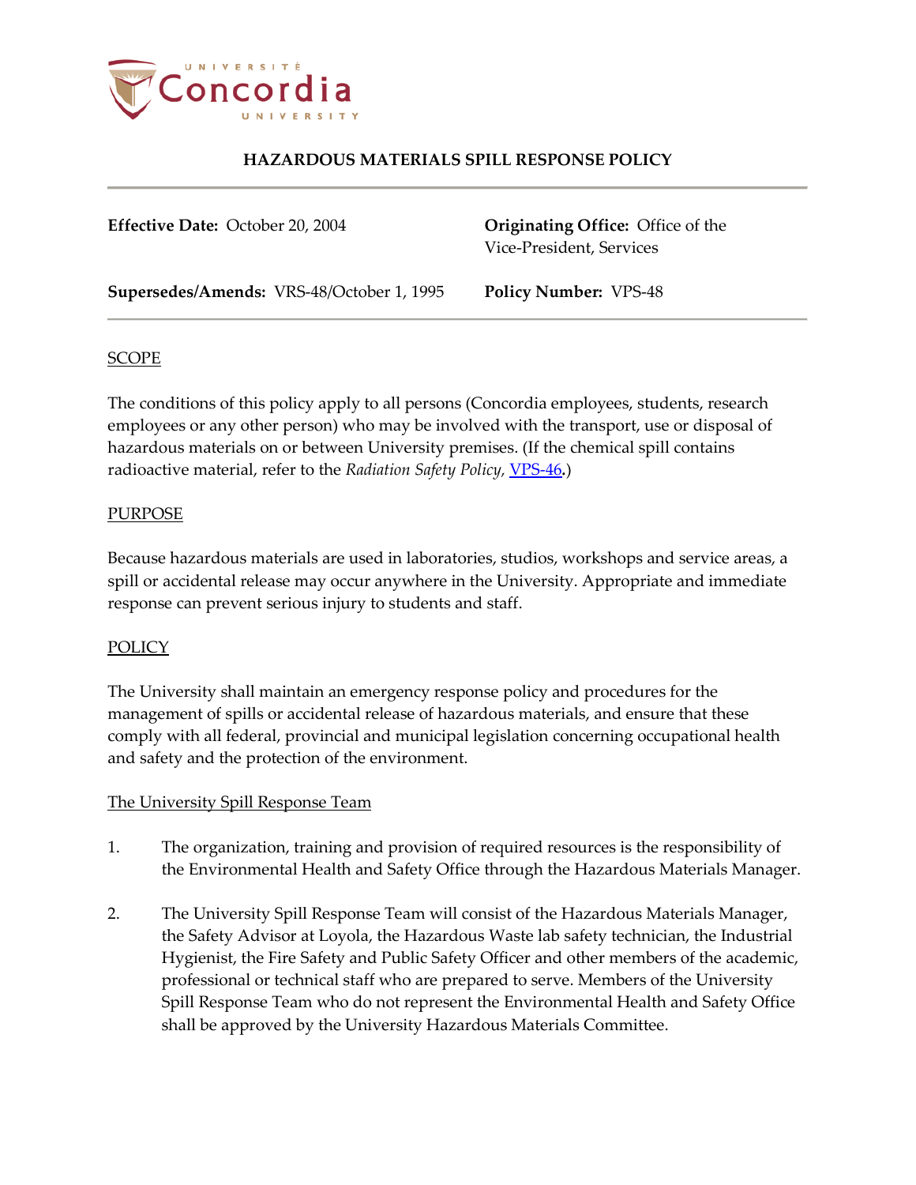# HAZARDOUS MATERIALS SPILL RESPONSE POLICY

**Effective Date:** October 20, 2004

**Originating Office:** Office of the Vice-President, Services

**Supersedes/Amends:** VRS-48/October 1, 1995

**Policy Number:** VPS-48

## SCOPE

The conditions of this policy apply to all persons (Concordia employees, students, research employees or any other person) who may be involved with the transport, use or disposal of hazardous materials on or between University premises. (If the chemical spill contains radioactive material, refer to the *Radiation Safety Policy*, VPS-46**.**)

## PURPOSE

Because hazardous materials are used in laboratories, studios, workshops and service areas, a spill or accidental release may occur anywhere in the University. Appropriate and immediate response can prevent serious injury to students and staff.

## POLICY

The University shall maintain an emergency response policy and procedures for the management of spills or accidental release of hazardous materials, and ensure that these comply with all federal, provincial and municipal legislation concerning occupational health and safety and the protection of the environment.

### The University Spill Response Team

1. The organization, training and provision of required resources is the responsibility of the Environmental Health and Safety Office through the Hazardous Materials Manager.

2. The University Spill Response Team will consist of the Hazardous Materials Manager, the Safety Advisor at Loyola, the Hazardous Waste lab safety technician, the Industrial Hygienist, the Fire Safety and Public Safety Officer and other members of the academic, professional or technical staff who are prepared to serve. Members of the University Spill Response Team who do not represent the Environmental Health and Safety Office shall be approved by the University Hazardous Materials Committee.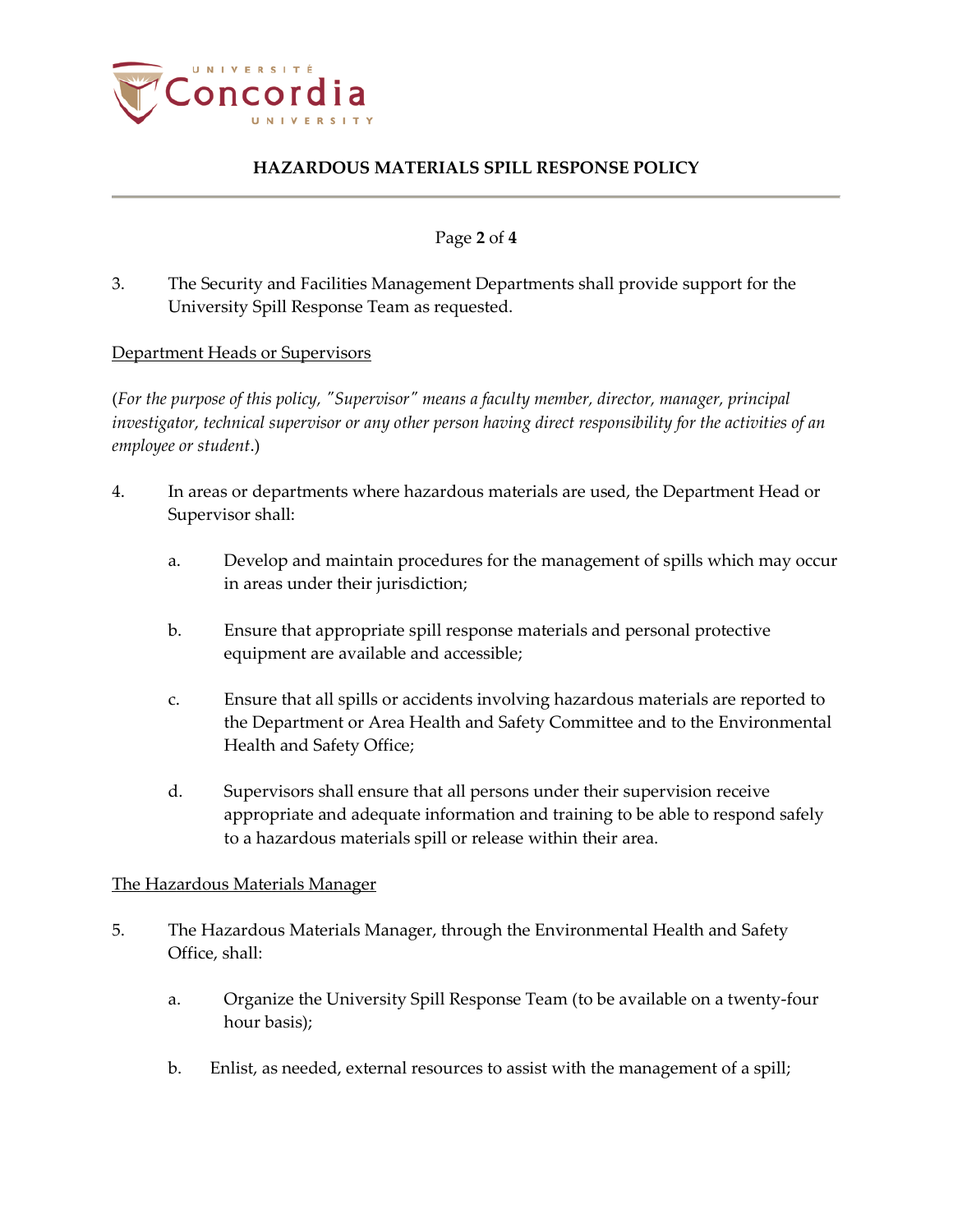3. The Security and Facilities Management Departments shall provide support for the University Spill Response Team as requested.

<u>Department Heads or Supervisors</u>

(*For the purpose of this policy, "Supervisor" means a faculty member, director, manager, principal investigator, technical supervisor or any other person having direct responsibility for the activities of an employee or student*.)

4. In areas or departments where hazardous materials are used, the Department Head or Supervisor shall:

   a. Develop and maintain procedures for the management of spills which may occur in areas under their jurisdiction;

   b. Ensure that appropriate spill response materials and personal protective equipment are available and accessible;

   c. Ensure that all spills or accidents involving hazardous materials are reported to the Department or Area Health and Safety Committee and to the Environmental Health and Safety Office;

   d. Supervisors shall ensure that all persons under their supervision receive appropriate and adequate information and training to be able to respond safely to a hazardous materials spill or release within their area.

<u>The Hazardous Materials Manager</u>

5. The Hazardous Materials Manager, through the Environmental Health and Safety Office, shall:

   a. Organize the University Spill Response Team (to be available on a twenty-four hour basis);

   b. Enlist, as needed, external resources to assist with the management of a spill;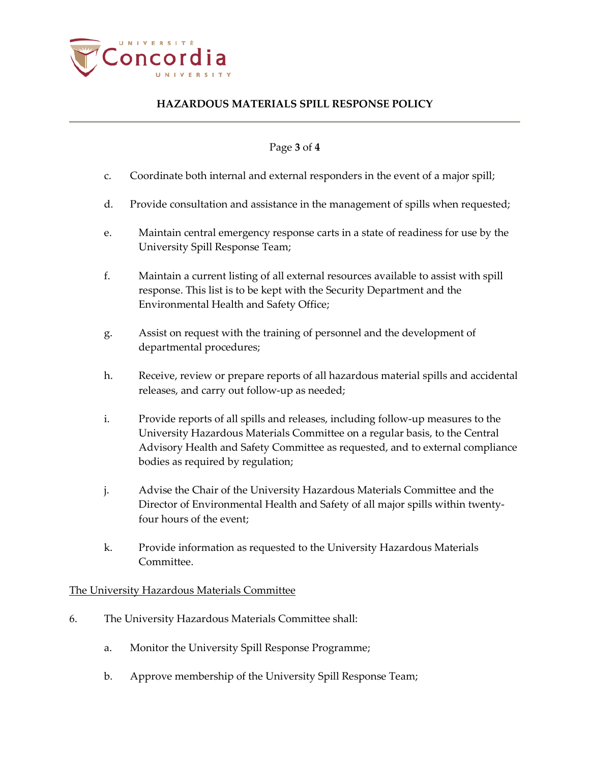c. Coordinate both internal and external responders in the event of a major spill;

d. Provide consultation and assistance in the management of spills when requested;

e. Maintain central emergency response carts in a state of readiness for use by the University Spill Response Team;

f. Maintain a current listing of all external resources available to assist with spill response. This list is to be kept with the Security Department and the Environmental Health and Safety Office;

g. Assist on request with the training of personnel and the development of departmental procedures;

h. Receive, review or prepare reports of all hazardous material spills and accidental releases, and carry out follow-up as needed;

i. Provide reports of all spills and releases, including follow-up measures to the University Hazardous Materials Committee on a regular basis, to the Central Advisory Health and Safety Committee as requested, and to external compliance bodies as required by regulation;

j. Advise the Chair of the University Hazardous Materials Committee and the Director of Environmental Health and Safety of all major spills within twenty-four hours of the event;

k. Provide information as requested to the University Hazardous Materials Committee.

<u>The University Hazardous Materials Committee</u>

6. The University Hazardous Materials Committee shall:

   a. Monitor the University Spill Response Programme;

   b. Approve membership of the University Spill Response Team;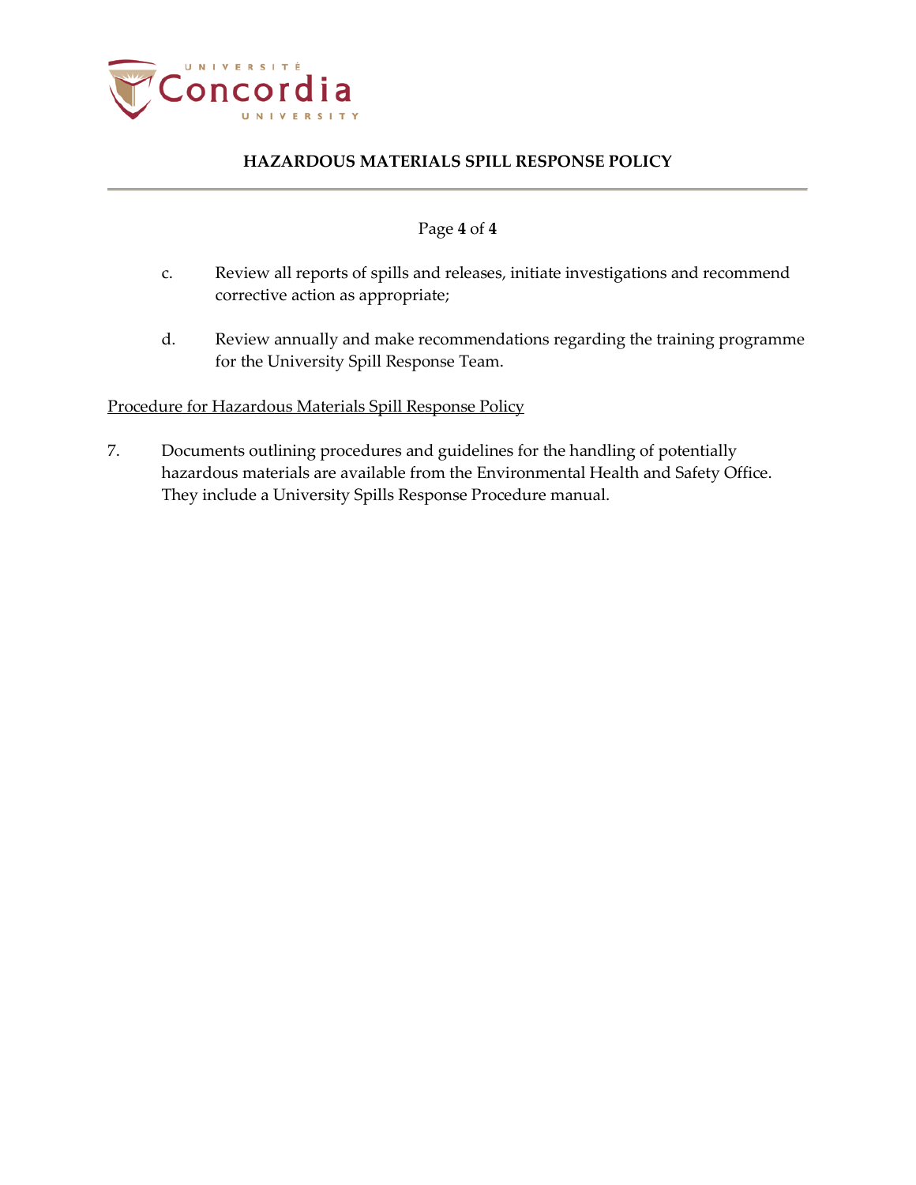c. Review all reports of spills and releases, initiate investigations and recommend corrective action as appropriate;

d. Review annually and make recommendations regarding the training programme for the University Spill Response Team.

<u>Procedure for Hazardous Materials Spill Response Policy</u>

7. Documents outlining procedures and guidelines for the handling of potentially hazardous materials are available from the Environmental Health and Safety Office. They include a University Spills Response Procedure manual.